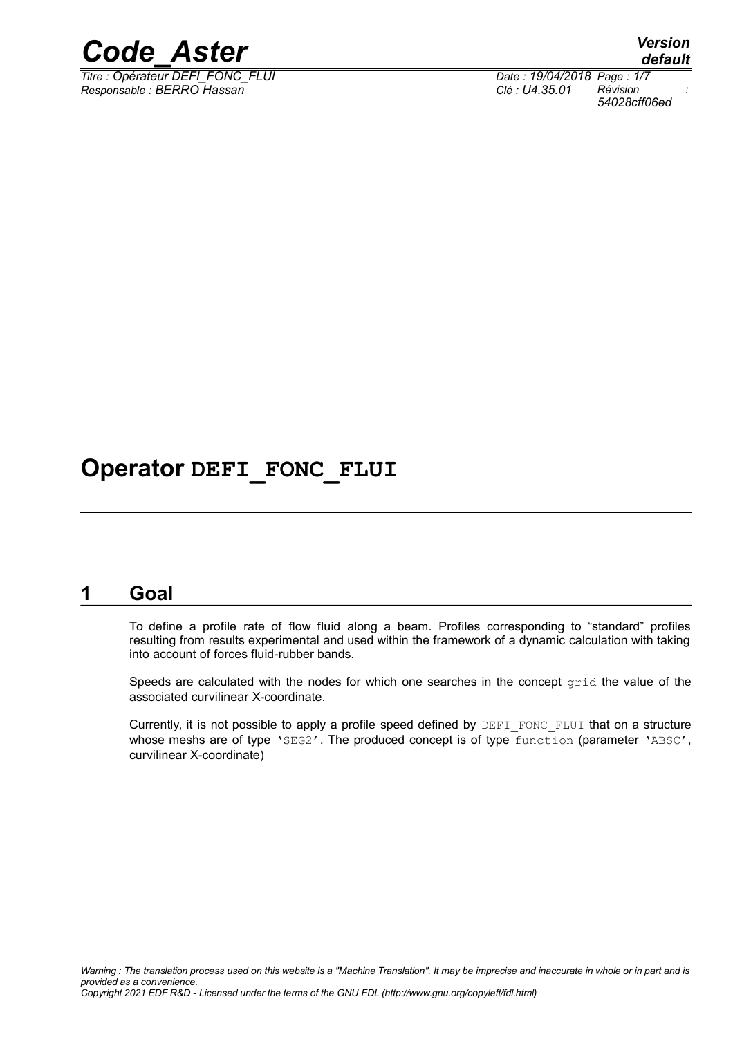# Operator DEFI_FONC_FLUI

## 1 Goal

To define a profile rate of flow fluid along a beam. Profiles corresponding to "standard" profiles resulting from results experimental and used within the framework of a dynamic calculation with taking into account of forces fluid-rubber bands.

Speeds are calculated with the nodes for which one searches in the concept grid the value of the associated curvilinear X-coordinate.

Currently, it is not possible to apply a profile speed defined by DEFI_FONC_FLUI that on a structure whose meshs are of type 'SEG2'. The produced concept is of type function (parameter 'ABSC', curvilinear X-coordinate)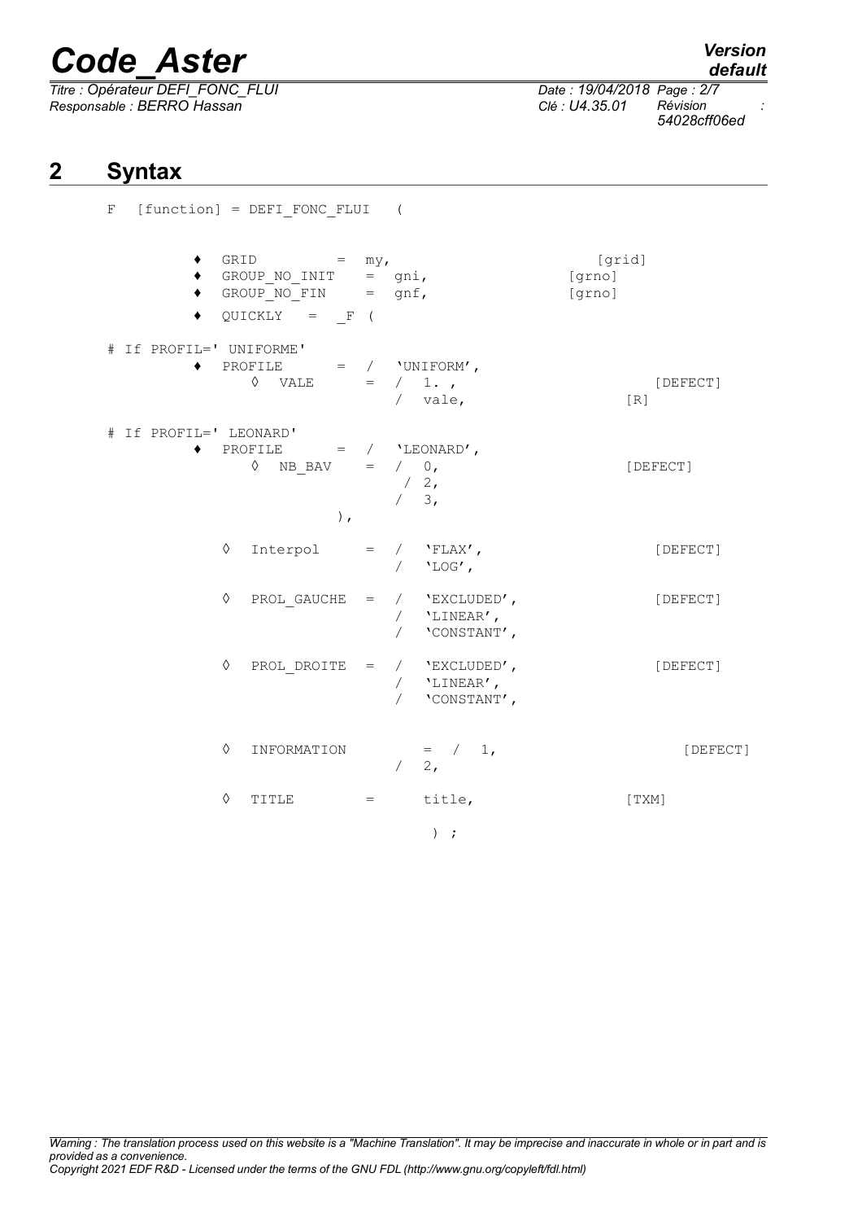## 2 Syntax

```
F  [function] = DEFI_FONC_FLUI   (

        ♦  GRID          =  my,                          [grid]
        ♦  GROUP_NO_INIT    =  gni,                     [grno]
        ♦  GROUP_NO_FIN     =  gnf,                     [grno]
        ♦  QUICKLY   =   _F  (

# If PROFIL=' UNIFORME'
        ♦  PROFILE       =  /  'UNIFORM',
              ◊  VALE      =  /  1. ,                          [DEFECT]
                              /  vale,                     [R]

# If PROFIL=' LEONARD'
        ♦  PROFILE       =  /  'LEONARD',
              ◊  NB_BAV    =  /  0,                        [DEFECT]
                               / 2,
                              /  3,
                          ),

           ◊  Interpol      =  /  'FLAX',                      [DEFECT]
                              /  'LOG',

           ◊  PROL_GAUCHE  =  /  'EXCLUDED',                  [DEFECT]
                              /  'LINEAR',
                              /  'CONSTANT',

           ◊  PROL_DROITE  =  /  'EXCLUDED',                  [DEFECT]
                              /  'LINEAR',
                              /  'CONSTANT',


           ◊  INFORMATION        =  /  1,                        [DEFECT]
                              /  2,

           ◊  TITLE         =      title,                  [TXM]

                                  ) ;
```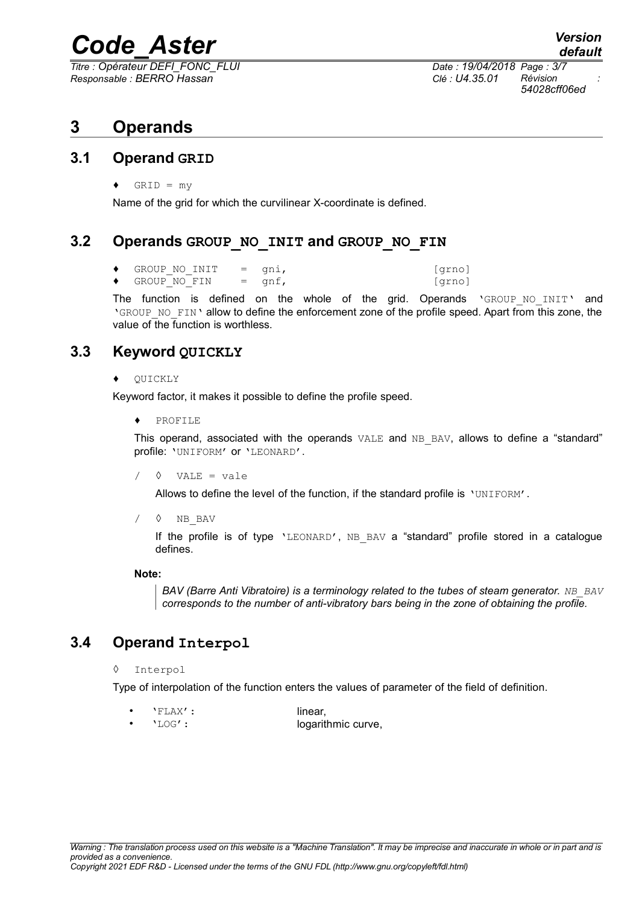# 3 Operands

## 3.1 Operand GRID

♦ GRID = my

Name of the grid for which the curvilinear X-coordinate is defined.

## 3.2 Operands GROUP_NO_INIT and GROUP_NO_FIN

```
♦  GROUP_NO_INIT   =  gni,                       [grno]
♦  GROUP_NO_FIN    =  gnf,                       [grno]
```

The function is defined on the whole of the grid. Operands 'GROUP_NO_INIT' and 'GROUP_NO_FIN' allow to define the enforcement zone of the profile speed. Apart from this zone, the value of the function is worthless.

## 3.3 Keyword QUICKLY

♦ QUICKLY

Keyword factor, it makes it possible to define the profile speed.

♦ PROFILE

This operand, associated with the operands VALE and NB_BAV, allows to define a “standard” profile: 'UNIFORM' or 'LEONARD'.

/ ◊ VALE = vale

Allows to define the level of the function, if the standard profile is 'UNIFORM'.

/ ◊ NB_BAV

If the profile is of type 'LEONARD', NB_BAV a “standard” profile stored in a catalogue defines.

**Note:**

> *BAV (Barre Anti Vibratoire) is a terminology related to the tubes of steam generator. NB_BAV corresponds to the number of anti-vibratory bars being in the zone of obtaining the profile.*

## 3.4 Operand Interpol

◊ Interpol

Type of interpolation of the function enters the values of parameter of the field of definition.

- 'FLAX': linear,
- 'LOG': logarithmic curve,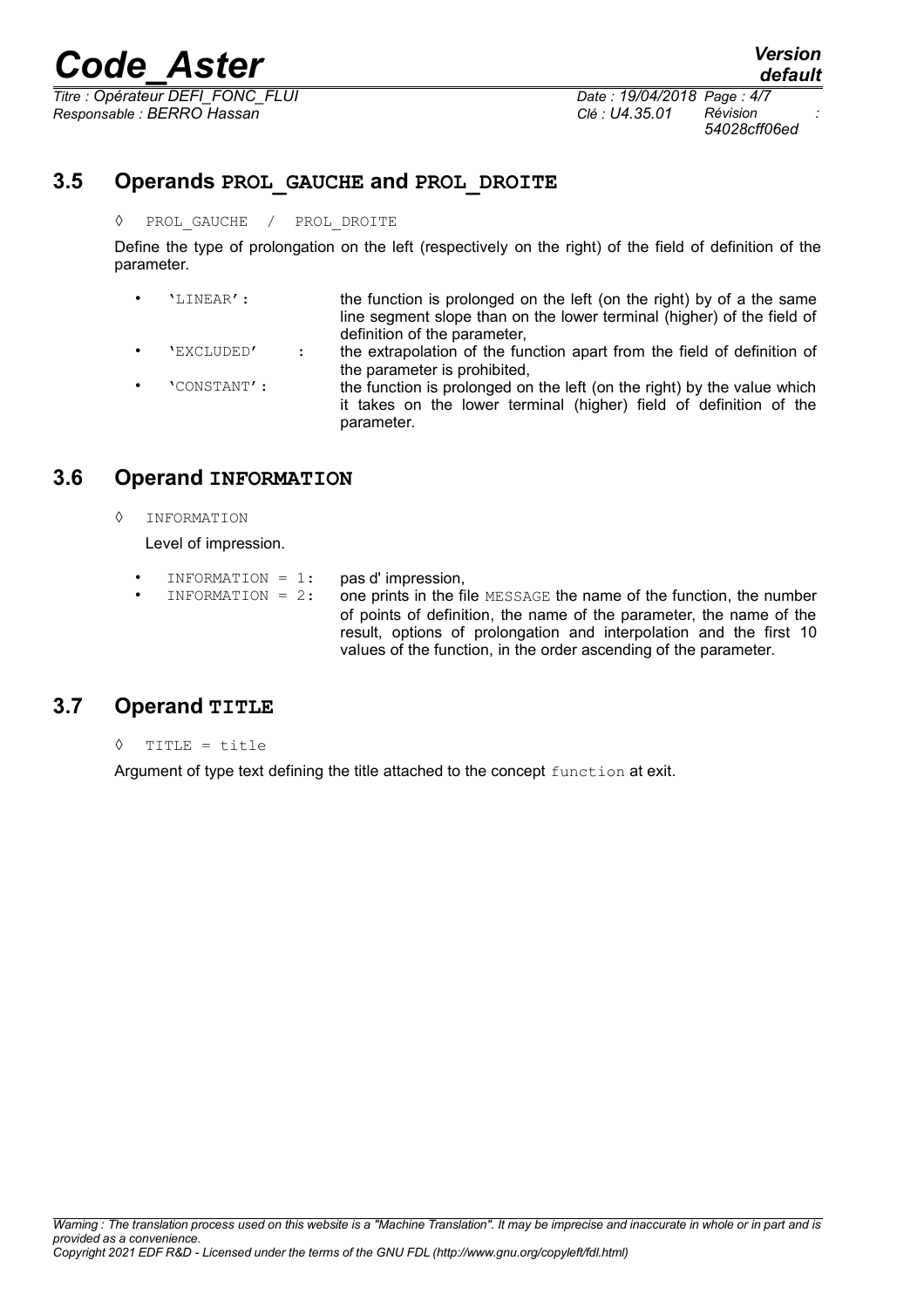## 3.5 Operands PROL_GAUCHE and PROL_DROITE

◊ PROL_GAUCHE / PROL_DROITE

Define the type of prolongation on the left (respectively on the right) of the field of definition of the parameter.

- 'LINEAR': the function is prolonged on the left (on the right) by of a the same line segment slope than on the lower terminal (higher) of the field of definition of the parameter,
- 'EXCLUDED' : the extrapolation of the function apart from the field of definition of the parameter is prohibited,
- 'CONSTANT': the function is prolonged on the left (on the right) by the value which it takes on the lower terminal (higher) field of definition of the parameter.

## 3.6 Operand INFORMATION

◊ INFORMATION

Level of impression.

- INFORMATION = 1: pas d' impression,
- INFORMATION = 2: one prints in the file MESSAGE the name of the function, the number of points of definition, the name of the parameter, the name of the result, options of prolongation and interpolation and the first 10 values of the function, in the order ascending of the parameter.

## 3.7 Operand TITLE

◊ TITLE = title

Argument of type text defining the title attached to the concept function at exit.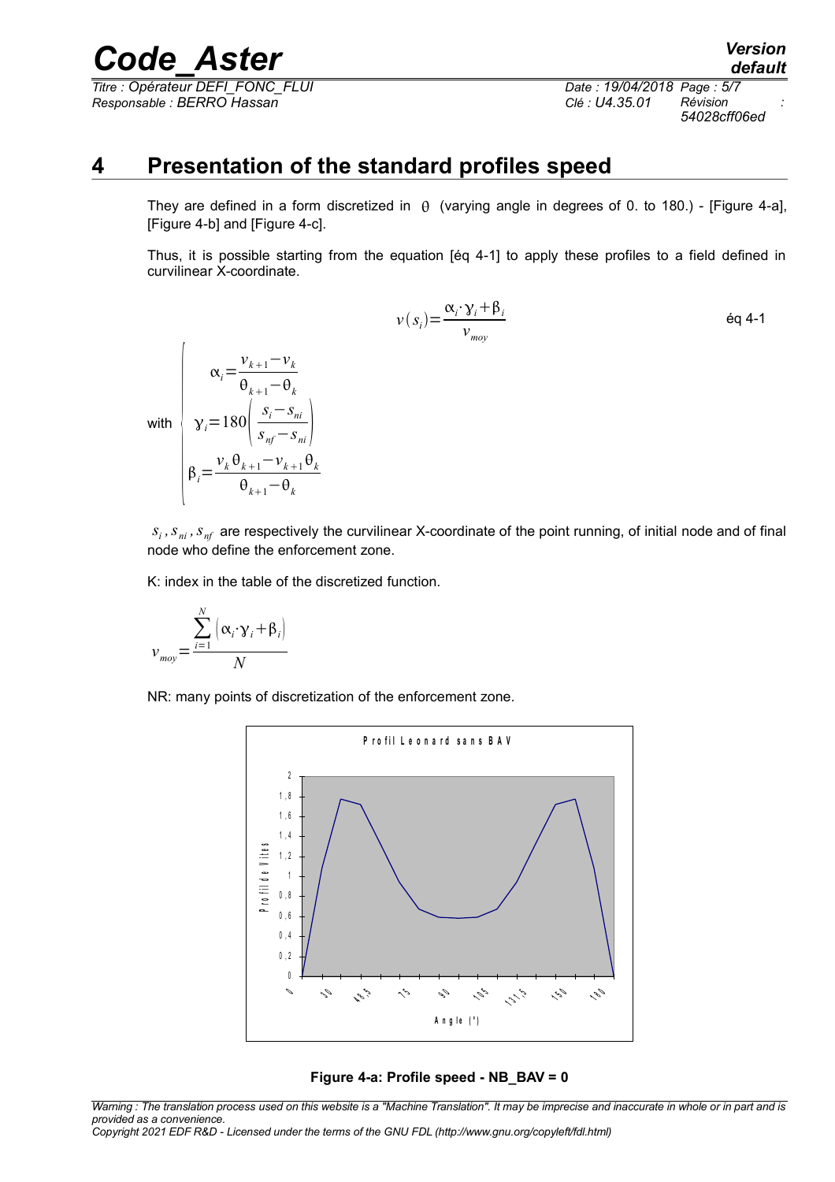# 4 Presentation of the standard profiles speed

They are defined in a form discretized in $\theta$ (varying angle in degrees of 0. to 180.) - [Figure 4-a], [Figure 4-b] and [Figure 4-c].

Thus, it is possible starting from the equation [éq 4-1] to apply these profiles to a field defined in curvilinear X-coordinate.

$$v(s_i)=\frac{\alpha_i\cdot\gamma_i+\beta_i}{v_{moy}} \qquad \text{éq 4-1}$$

with
$$\begin{cases} \alpha_i=\dfrac{v_{k+1}-v_k}{\theta_{k+1}-\theta_k} \\ \gamma_i=180\left(\dfrac{s_i-s_{ni}}{s_{nf}-s_{ni}}\right) \\ \beta_i=\dfrac{v_k\,\theta_{k+1}-v_{k+1}\,\theta_k}{\theta_{k+1}-\theta_k} \end{cases}$$

$s_i, s_{ni}, s_{nf}$ are respectively the curvilinear X-coordinate of the point running, of initial node and of final node who define the enforcement zone.

K: index in the table of the discretized function.

$$v_{moy}=\frac{\sum_{i=1}^{N}\left(\alpha_i\cdot\gamma_i+\beta_i\right)}{N}$$

NR: many points of discretization of the enforcement zone.

**Figure 4-a: Profile speed - NB_BAV = 0**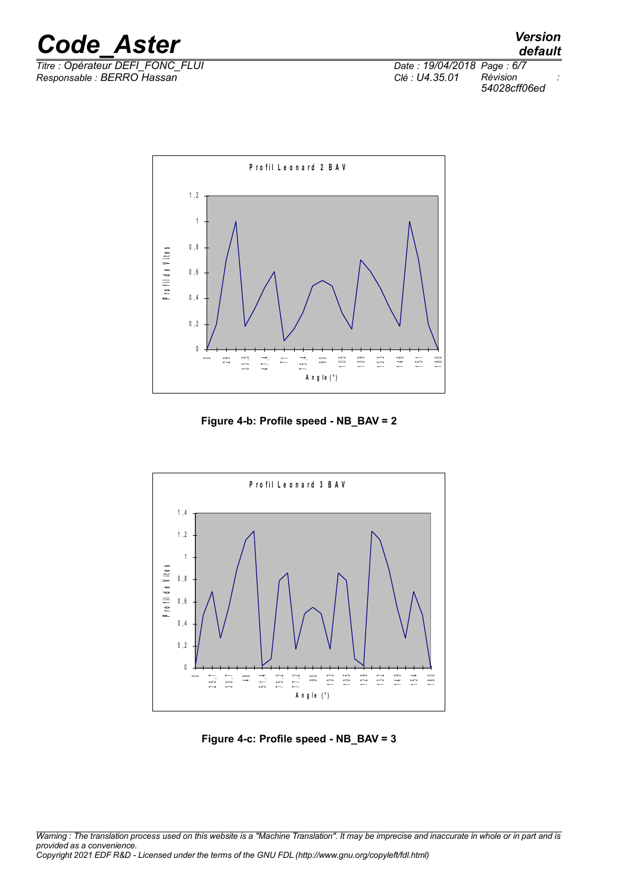Figure 4-b: Profile speed - NB_BAV = 2

Figure 4-c: Profile speed - NB_BAV = 3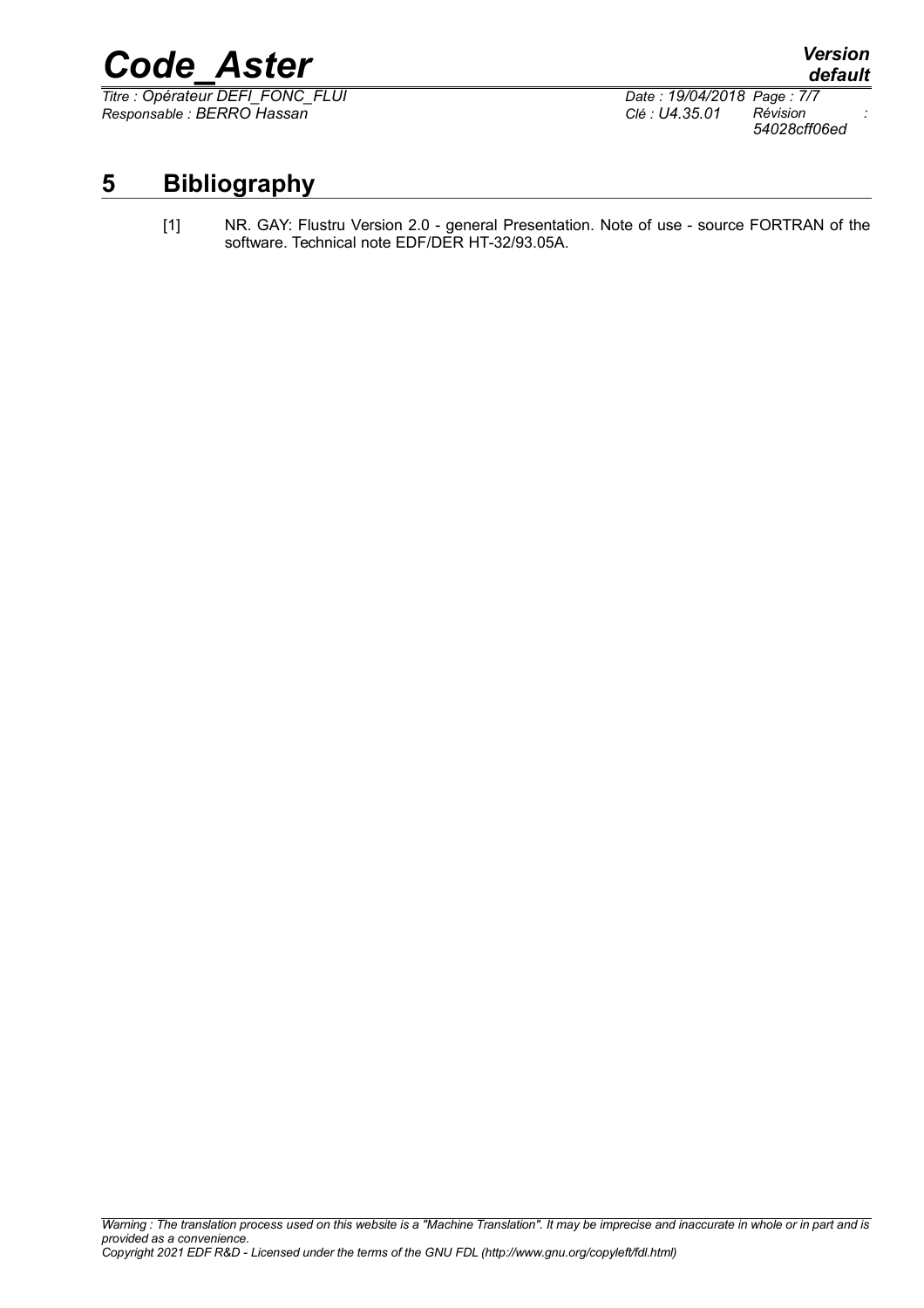# 5 Bibliography

[1] NR. GAY: Flustru Version 2.0 - general Presentation. Note of use - source FORTRAN of the software. Technical note EDF/DER HT-32/93.05A.